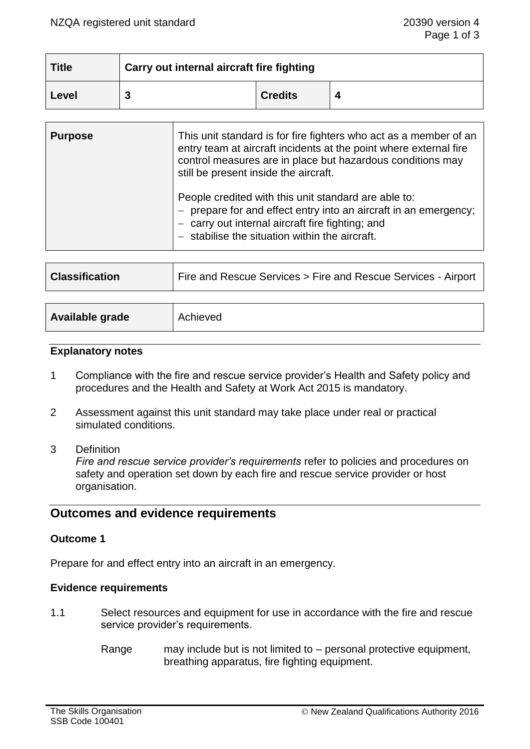| Title | Carry out internal aircraft fire fighting | | |
|---|---|---|---|
| Level | 3 | Credits | 4 |

| Purpose | This unit standard is for fire fighters who act as a member of an entry team at aircraft incidents at the point where external fire control measures are in place but hazardous conditions may still be present inside the aircraft.<br><br>People credited with this unit standard are able to:<br>– prepare for and effect entry into an aircraft in an emergency;<br>– carry out internal aircraft fire fighting; and<br>– stabilise the situation within the aircraft. |
|---|---|

| Classification | Fire and Rescue Services > Fire and Rescue Services - Airport |
|---|---|

| Available grade | Achieved |
|---|---|

### Explanatory notes

1. Compliance with the fire and rescue service provider's Health and Safety policy and procedures and the Health and Safety at Work Act 2015 is mandatory.

2. Assessment against this unit standard may take place under real or practical simulated conditions.

3. Definition
   *Fire and rescue service provider's requirements* refer to policies and procedures on safety and operation set down by each fire and rescue service provider or host organisation.

## Outcomes and evidence requirements

### Outcome 1

Prepare for and effect entry into an aircraft in an emergency.

### Evidence requirements

1.1 Select resources and equipment for use in accordance with the fire and rescue service provider's requirements.

Range: may include but is not limited to – personal protective equipment, breathing apparatus, fire fighting equipment.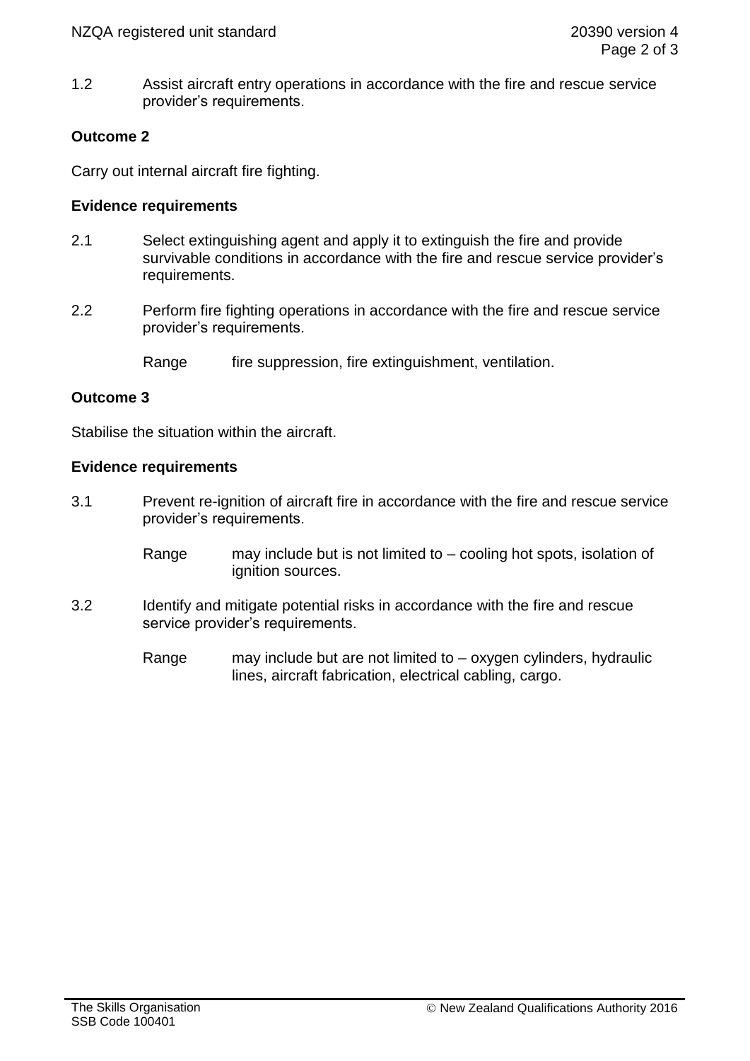1.2 Assist aircraft entry operations in accordance with the fire and rescue service provider's requirements.

**Outcome 2**

Carry out internal aircraft fire fighting.

**Evidence requirements**

2.1 Select extinguishing agent and apply it to extinguish the fire and provide survivable conditions in accordance with the fire and rescue service provider's requirements.

2.2 Perform fire fighting operations in accordance with the fire and rescue service provider's requirements.

Range fire suppression, fire extinguishment, ventilation.

**Outcome 3**

Stabilise the situation within the aircraft.

**Evidence requirements**

3.1 Prevent re-ignition of aircraft fire in accordance with the fire and rescue service provider's requirements.

Range may include but is not limited to – cooling hot spots, isolation of ignition sources.

3.2 Identify and mitigate potential risks in accordance with the fire and rescue service provider's requirements.

Range may include but are not limited to – oxygen cylinders, hydraulic lines, aircraft fabrication, electrical cabling, cargo.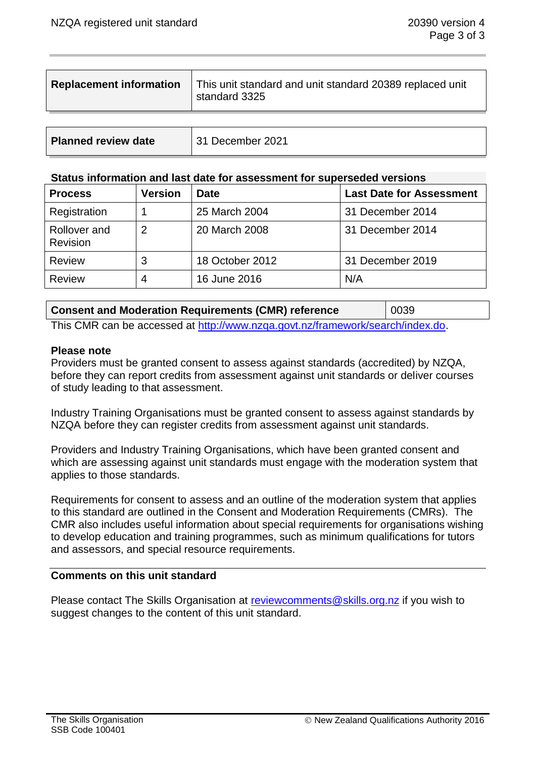| | |
|---|---|
| **Replacement information** | This unit standard and unit standard 20389 replaced unit standard 3325 |

| | |
|---|---|
| **Planned review date** | 31 December 2021 |

**Status information and last date for assessment for superseded versions**

| Process | Version | Date | Last Date for Assessment |
|---|---|---|---|
| Registration | 1 | 25 March 2004 | 31 December 2014 |
| Rollover and Revision | 2 | 20 March 2008 | 31 December 2014 |
| Review | 3 | 18 October 2012 | 31 December 2019 |
| Review | 4 | 16 June 2016 | N/A |

| | |
|---|---|
| **Consent and Moderation Requirements (CMR) reference** | 0039 |

This CMR can be accessed at http://www.nzqa.govt.nz/framework/search/index.do.

**Please note**

Providers must be granted consent to assess against standards (accredited) by NZQA, before they can report credits from assessment against unit standards or deliver courses of study leading to that assessment.

Industry Training Organisations must be granted consent to assess against standards by NZQA before they can register credits from assessment against unit standards.

Providers and Industry Training Organisations, which have been granted consent and which are assessing against unit standards must engage with the moderation system that applies to those standards.

Requirements for consent to assess and an outline of the moderation system that applies to this standard are outlined in the Consent and Moderation Requirements (CMRs). The CMR also includes useful information about special requirements for organisations wishing to develop education and training programmes, such as minimum qualifications for tutors and assessors, and special resource requirements.

**Comments on this unit standard**

Please contact The Skills Organisation at reviewcomments@skills.org.nz if you wish to suggest changes to the content of this unit standard.